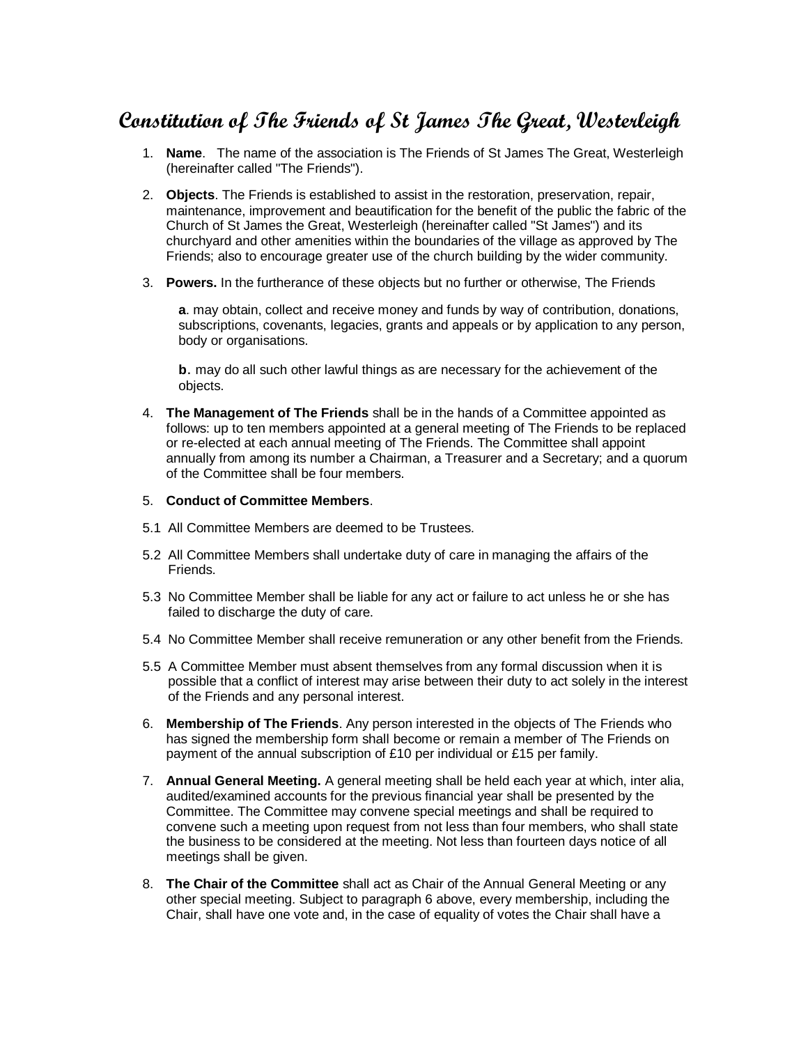# Constitution of The Friends of St James The Great, Westerleigh

1. **Name**. The name of the association is The Friends of St James The Great, Westerleigh (hereinafter called "The Friends").

2. **Objects**. The Friends is established to assist in the restoration, preservation, repair, maintenance, improvement and beautification for the benefit of the public the fabric of the Church of St James the Great, Westerleigh (hereinafter called "St James") and its churchyard and other amenities within the boundaries of the village as approved by The Friends; also to encourage greater use of the church building by the wider community.

3. **Powers.** In the furtherance of these objects but no further or otherwise, The Friends

   **a**. may obtain, collect and receive money and funds by way of contribution, donations, subscriptions, covenants, legacies, grants and appeals or by application to any person, body or organisations.

   **b**. may do all such other lawful things as are necessary for the achievement of the objects.

4. **The Management of The Friends** shall be in the hands of a Committee appointed as follows: up to ten members appointed at a general meeting of The Friends to be replaced or re-elected at each annual meeting of The Friends. The Committee shall appoint annually from among its number a Chairman, a Treasurer and a Secretary; and a quorum of the Committee shall be four members.

5. **Conduct of Committee Members**.

5.1 All Committee Members are deemed to be Trustees.

5.2 All Committee Members shall undertake duty of care in managing the affairs of the Friends.

5.3 No Committee Member shall be liable for any act or failure to act unless he or she has failed to discharge the duty of care.

5.4 No Committee Member shall receive remuneration or any other benefit from the Friends.

5.5 A Committee Member must absent themselves from any formal discussion when it is possible that a conflict of interest may arise between their duty to act solely in the interest of the Friends and any personal interest.

6. **Membership of The Friends**. Any person interested in the objects of The Friends who has signed the membership form shall become or remain a member of The Friends on payment of the annual subscription of £10 per individual or £15 per family.

7. **Annual General Meeting.** A general meeting shall be held each year at which, inter alia, audited/examined accounts for the previous financial year shall be presented by the Committee. The Committee may convene special meetings and shall be required to convene such a meeting upon request from not less than four members, who shall state the business to be considered at the meeting. Not less than fourteen days notice of all meetings shall be given.

8. **The Chair of the Committee** shall act as Chair of the Annual General Meeting or any other special meeting. Subject to paragraph 6 above, every membership, including the Chair, shall have one vote and, in the case of equality of votes the Chair shall have a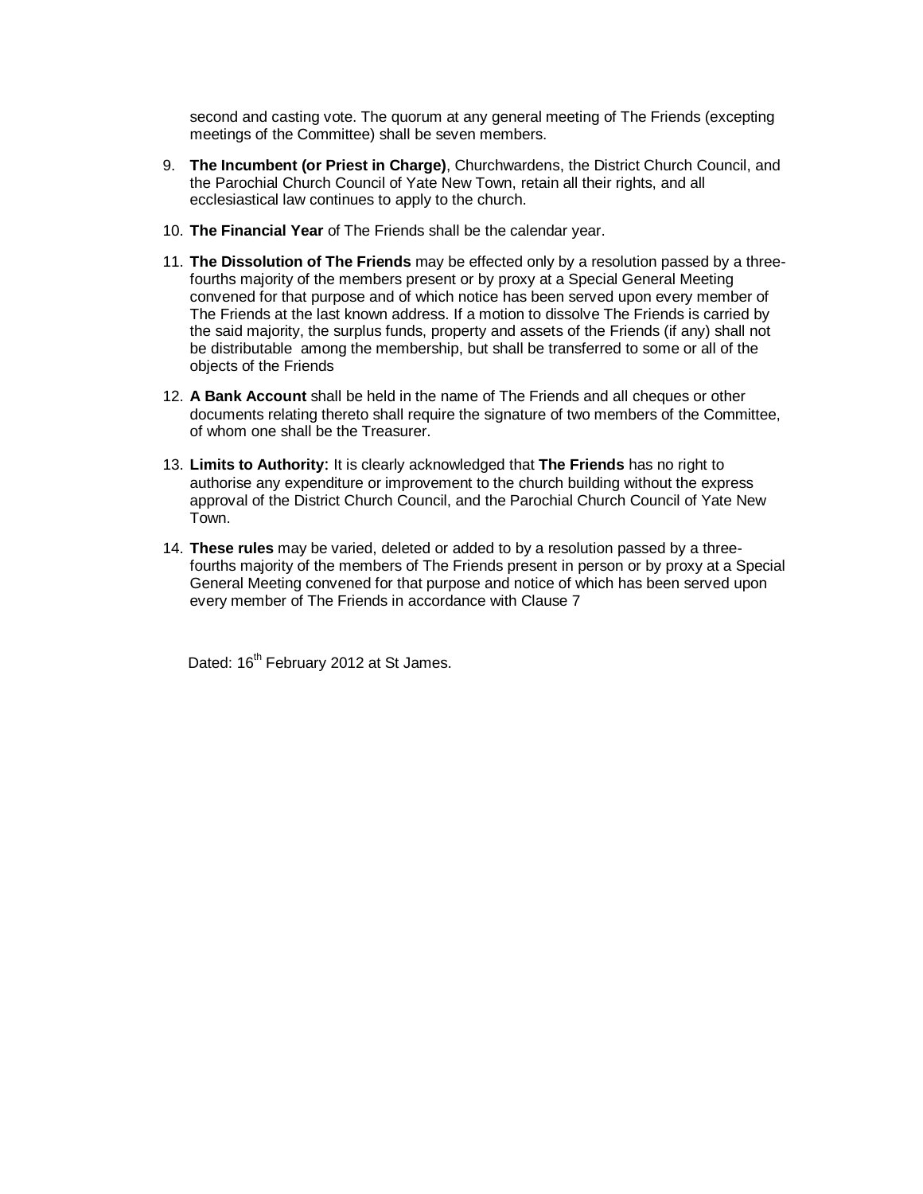second and casting vote. The quorum at any general meeting of The Friends (excepting meetings of the Committee) shall be seven members.

9. **The Incumbent (or Priest in Charge)**, Churchwardens, the District Church Council, and the Parochial Church Council of Yate New Town, retain all their rights, and all ecclesiastical law continues to apply to the church.

10. **The Financial Year** of The Friends shall be the calendar year.

11. **The Dissolution of The Friends** may be effected only by a resolution passed by a three-fourths majority of the members present or by proxy at a Special General Meeting convened for that purpose and of which notice has been served upon every member of The Friends at the last known address. If a motion to dissolve The Friends is carried by the said majority, the surplus funds, property and assets of the Friends (if any) shall not be distributable among the membership, but shall be transferred to some or all of the objects of the Friends

12. **A Bank Account** shall be held in the name of The Friends and all cheques or other documents relating thereto shall require the signature of two members of the Committee, of whom one shall be the Treasurer.

13. **Limits to Authority:** It is clearly acknowledged that **The Friends** has no right to authorise any expenditure or improvement to the church building without the express approval of the District Church Council, and the Parochial Church Council of Yate New Town.

14. **These rules** may be varied, deleted or added to by a resolution passed by a three-fourths majority of the members of The Friends present in person or by proxy at a Special General Meeting convened for that purpose and notice of which has been served upon every member of The Friends in accordance with Clause 7

Dated: 16th February 2012 at St James.